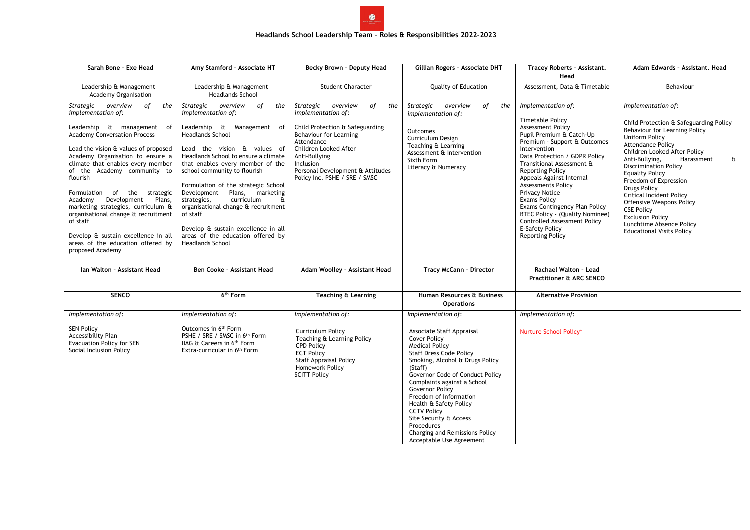## Headlands School Leadership Team – Roles & Responsibilities 2022-2023

| Sarah Bone – Exe Head | Amy Stamford – Associate HT | Becky Brown – Deputy Head | Gillian Rogers – Associate DHT | Tracey Roberts – Assistant. Head | Adam Edwards – Assistant. Head |
|---|---|---|---|---|---|
| Leadership & Management – Academy Organisation | Leadership & Management – Headlands School | Student Character | Quality of Education | Assessment, Data & Timetable | Behaviour |
| *Strategic overview of the implementation of:*<br><br>Leadership & management of Academy Conversation Process<br><br>Lead the vision & values of proposed Academy Organisation to ensure a climate that enables every member of the Academy community to flourish<br><br>Formulation of the strategic Academy Development Plans, marketing strategies, curriculum & organisational change & recruitment of staff<br><br>Develop & sustain excellence in all areas of the education offered by proposed Academy | *Strategic overview of the implementation of:*<br><br>Leadership & Management of Headlands School<br><br>Lead the vision & values of Headlands School to ensure a climate that enables every member of the school community to flourish<br><br>Formulation of the strategic School Development Plans, marketing strategies, curriculum & organisational change & recruitment of staff<br><br>Develop & sustain excellence in all areas of the education offered by Headlands School | *Strategic overview of the implementation of:*<br><br>Child Protection & Safeguarding<br>Behaviour for Learning<br>Attendance<br>Children Looked After<br>Anti-Bullying<br>Inclusion<br>Personal Development & Attitudes Policy Inc. PSHE / SRE / SMSC | *Strategic overview of the implementation of:*<br><br>Outcomes<br>Curriculum Design<br>Teaching & Learning<br>Assessment & Intervention<br>Sixth Form<br>Literacy & Numeracy | *Implementation of:*<br><br>Timetable Policy<br>Assessment Policy<br>Pupil Premium & Catch-Up Premium - Support & Outcomes Intervention<br>Data Protection / GDPR Policy<br>Transitional Assessment & Reporting Policy<br>Appeals Against Internal Assessments Policy<br>Privacy Notice<br>Exams Policy<br>Exams Contingency Plan Policy<br>BTEC Policy - (Quality Nominee)<br>Controlled Assessment Policy<br>E-Safety Policy<br>Reporting Policy | *Implementation of:*<br><br>Child Protection & Safeguarding Policy<br>Behaviour for Learning Policy<br>Uniform Policy<br>Attendance Policy<br>Children Looked After Policy<br>Anti-Bullying, Harassment & Discrimination Policy<br>Equality Policy<br>Freedom of Expression<br>Drugs Policy<br>Critical Incident Policy<br>Offensive Weapons Policy<br>CSE Policy<br>Exclusion Policy<br>Lunchtime Absence Policy<br>Educational Visits Policy |
| **Ian Walton – Assistant Head** | **Ben Cooke – Assistant Head** | **Adam Woolley – Assistant Head** | **Tracy McCann – Director** | **Rachael Walton – Lead Practitioner & ARC SENCO** | |
| **SENCO** | **6th Form** | **Teaching & Learning** | **Human Resources & Business Operations** | **Alternative Provision** | |
| *Implementation of:*<br><br>SEN Policy<br>Accessibility Plan<br>Evacuation Policy for SEN<br>Social Inclusion Policy | *Implementation of:*<br><br>Outcomes in 6th Form<br>PSHE / SRE / SMSC in 6th Form<br>IIAG & Careers in 6th Form<br>Extra-curricular in 6th Form | *Implementation of:*<br><br>Curriculum Policy<br>Teaching & Learning Policy<br>CPD Policy<br>ECT Policy<br>Staff Appraisal Policy<br>Homework Policy<br>SCITT Policy | *Implementation of:*<br><br>Associate Staff Appraisal<br>Cover Policy<br>Medical Policy<br>Staff Dress Code Policy<br>Smoking, Alcohol & Drugs Policy (Staff)<br>Governor Code of Conduct Policy<br>Complaints against a School Governor Policy<br>Freedom of Information<br>Health & Safety Policy<br>CCTV Policy<br>Site Security & Access Procedures<br>Charging and Remissions Policy<br>Acceptable Use Agreement | *Implementation of:*<br><br>Nurture School Policy* | |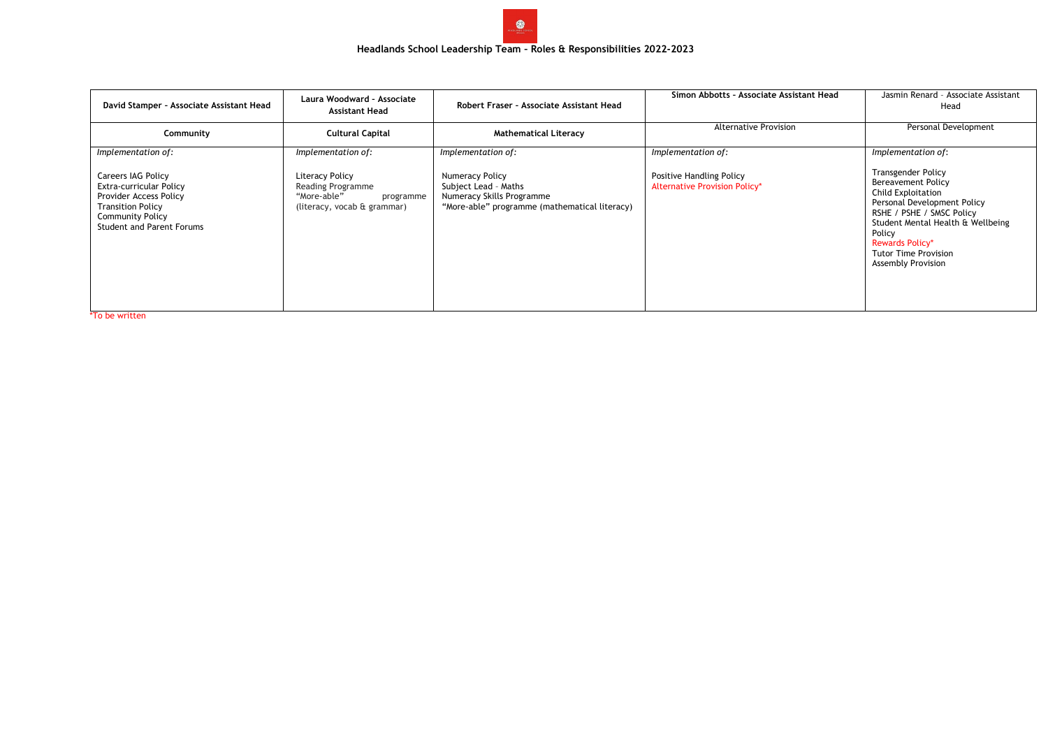**Headlands School Leadership Team – Roles & Responsibilities 2022-2023**

| David Stamper – Associate Assistant Head | Laura Woodward – Associate Assistant Head | Robert Fraser – Associate Assistant Head | Simon Abbotts – Associate Assistant Head | Jasmin Renard – Associate Assistant Head |
|---|---|---|---|---|
| **Community** | **Cultural Capital** | **Mathematical Literacy** | Alternative Provision | Personal Development |
| *Implementation of:*<br><br>Careers IAG Policy<br>Extra-curricular Policy<br>Provider Access Policy<br>Transition Policy<br>Community Policy<br>Student and Parent Forums | *Implementation of:*<br><br>Literacy Policy<br>Reading Programme<br>"More-able" programme (literacy, vocab & grammar) | *Implementation of:*<br><br>Numeracy Policy<br>Subject Lead – Maths<br>Numeracy Skills Programme<br>"More-able" programme (mathematical literacy) | *Implementation of:*<br><br>Positive Handling Policy<br>Alternative Provision Policy* | *Implementation of:*<br><br>Transgender Policy<br>Bereavement Policy<br>Child Exploitation<br>Personal Development Policy<br>RSHE / PSHE / SMSC Policy<br>Student Mental Health & Wellbeing Policy<br>Rewards Policy*<br>Tutor Time Provision<br>Assembly Provision |

*To be written